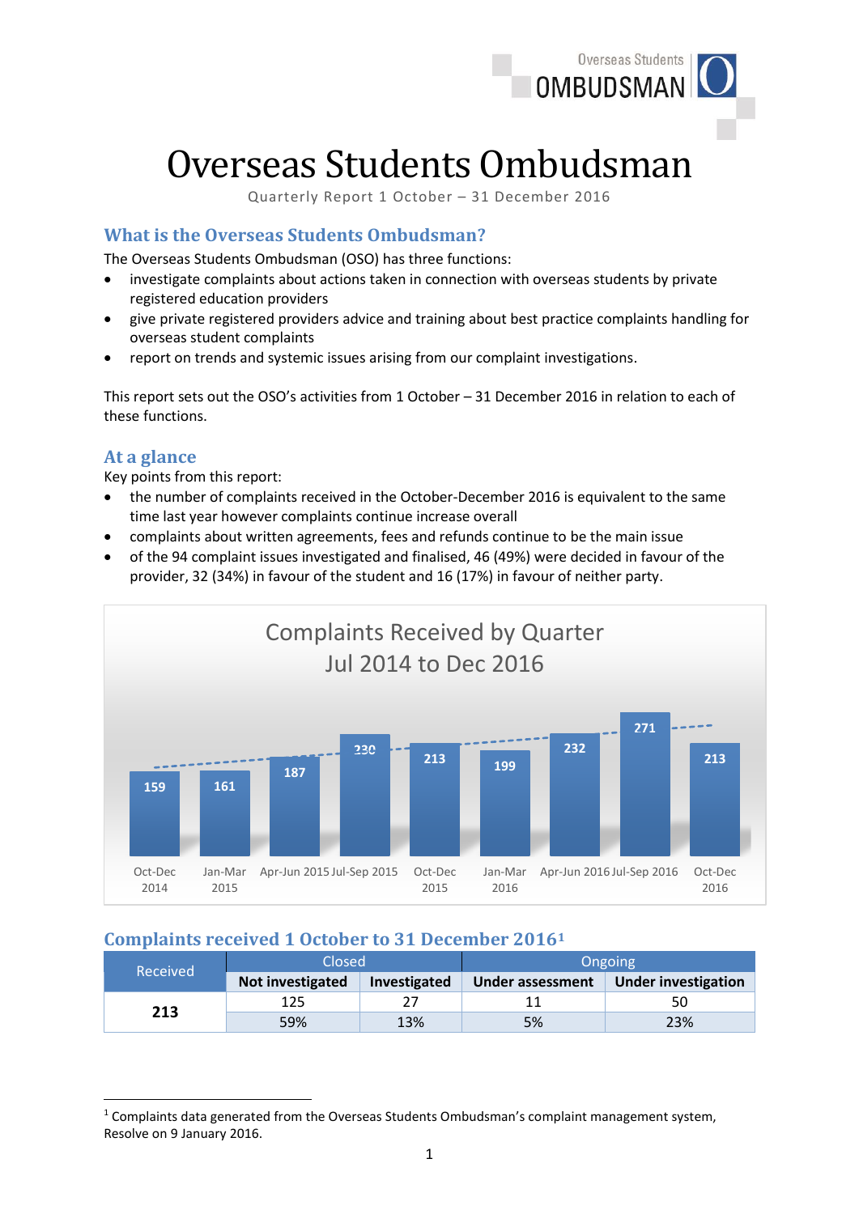# Overseas Students Ombudsman

Quarterly Report 1 October – 31 December 2016

## What is the Overseas Students Ombudsman?

The Overseas Students Ombudsman (OSO) has three functions:

- investigate complaints about actions taken in connection with overseas students by private registered education providers
- give private registered providers advice and training about best practice complaints handling for overseas student complaints
- report on trends and systemic issues arising from our complaint investigations.

This report sets out the OSO's activities from 1 October – 31 December 2016 in relation to each of these functions.

## At a glance

Key points from this report:

- the number of complaints received in the October-December 2016 is equivalent to the same time last year however complaints continue increase overall
- complaints about written agreements, fees and refunds continue to be the main issue
- of the 94 complaint issues investigated and finalised, 46 (49%) were decided in favour of the provider, 32 (34%) in favour of the student and 16 (17%) in favour of neither party.

**Complaints Received by Quarter Jul 2014 to Dec 2016**

| Quarter | Complaints |
|---|---|
| Oct-Dec 2014 | 159 |
| Jan-Mar 2015 | 161 |
| Apr-Jun 2015 | 187 |
| Jul-Sep 2015 | 230 |
| Oct-Dec 2015 | 213 |
| Jan-Mar 2016 | 199 |
| Apr-Jun 2016 | 232 |
| Jul-Sep 2016 | 271 |
| Oct-Dec 2016 | 213 |

## Complaints received 1 October to 31 December 2016[1]

| Received | Closed | | Ongoing | |
|---|---|---|---|---|
| | **Not investigated** | **Investigated** | **Under assessment** | **Under investigation** |
| **213** | 125 | 27 | 11 | 50 |
| | 59% | 13% | 5% | 23% |

[1] Complaints data generated from the Overseas Students Ombudsman's complaint management system, Resolve on 9 January 2016.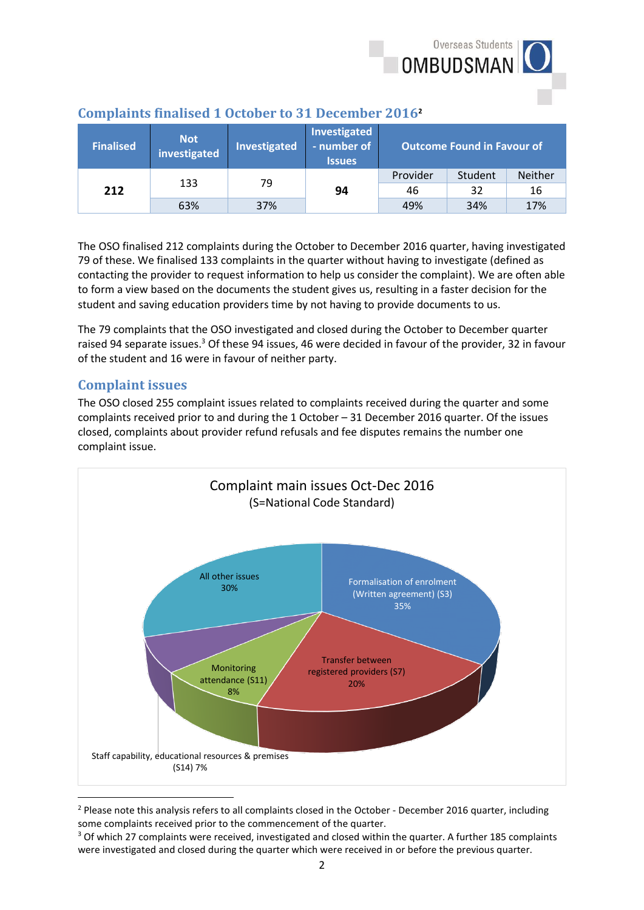## Complaints finalised 1 October to 31 December 2016[2]

| Finalised | Not investigated | Investigated | Investigated - number of Issues | Outcome Found in Favour of | | |
|---|---|---|---|---|---|---|
| | | | | Provider | Student | Neither |
| 212 | 133 | 79 | 94 | 46 | 32 | 16 |
| | 63% | 37% | | 49% | 34% | 17% |

The OSO finalised 212 complaints during the October to December 2016 quarter, having investigated 79 of these. We finalised 133 complaints in the quarter without having to investigate (defined as contacting the provider to request information to help us consider the complaint). We are often able to form a view based on the documents the student gives us, resulting in a faster decision for the student and saving education providers time by not having to provide documents to us.

The 79 complaints that the OSO investigated and closed during the October to December quarter raised 94 separate issues.[3] Of these 94 issues, 46 were decided in favour of the provider, 32 in favour of the student and 16 were in favour of neither party.

## Complaint issues

The OSO closed 255 complaint issues related to complaints received during the quarter and some complaints received prior to and during the 1 October – 31 December 2016 quarter. Of the issues closed, complaints about provider refund refusals and fee disputes remains the number one complaint issue.

**Complaint main issues Oct-Dec 2016**
(S=National Code Standard)

- Formalisation of enrolment (Written agreement) (S3) 35%
- Transfer between registered providers (S7) 20%
- Monitoring attendance (S11) 8%
- Staff capability, educational resources & premises (S14) 7%
- All other issues 30%

---

[2] Please note this analysis refers to all complaints closed in the October - December 2016 quarter, including some complaints received prior to the commencement of the quarter.

[3] Of which 27 complaints were received, investigated and closed within the quarter. A further 185 complaints were investigated and closed during the quarter which were received in or before the previous quarter.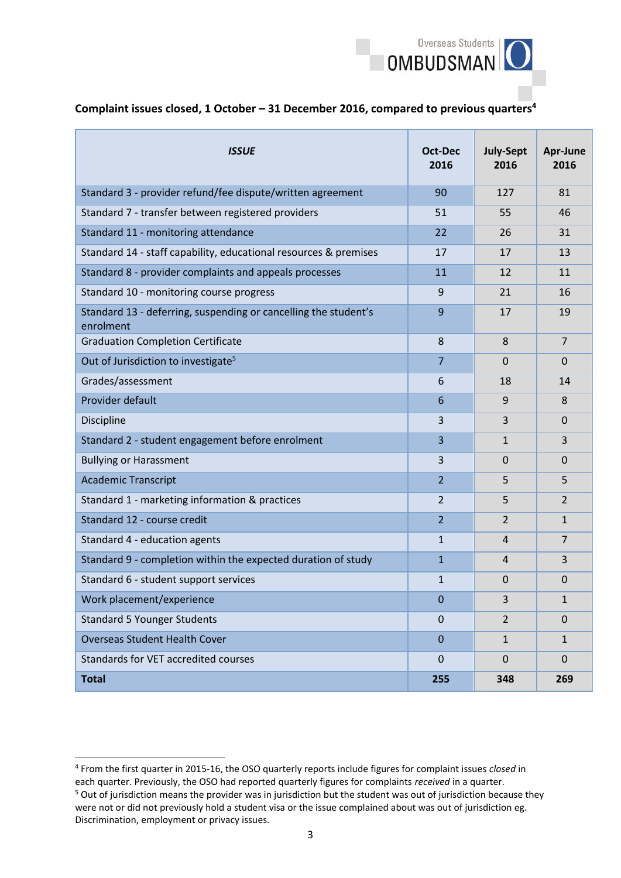**Complaint issues closed, 1 October – 31 December 2016, compared to previous quarters**[4]

| *ISSUE* | Oct-Dec 2016 | July-Sept 2016 | Apr-June 2016 |
|---|---|---|---|
| Standard 3 - provider refund/fee dispute/written agreement | 90 | 127 | 81 |
| Standard 7 - transfer between registered providers | 51 | 55 | 46 |
| Standard 11 - monitoring attendance | 22 | 26 | 31 |
| Standard 14 - staff capability, educational resources & premises | 17 | 17 | 13 |
| Standard 8 - provider complaints and appeals processes | 11 | 12 | 11 |
| Standard 10 - monitoring course progress | 9 | 21 | 16 |
| Standard 13 - deferring, suspending or cancelling the student's enrolment | 9 | 17 | 19 |
| Graduation Completion Certificate | 8 | 8 | 7 |
| Out of Jurisdiction to investigate[5] | 7 | 0 | 0 |
| Grades/assessment | 6 | 18 | 14 |
| Provider default | 6 | 9 | 8 |
| Discipline | 3 | 3 | 0 |
| Standard 2 - student engagement before enrolment | 3 | 1 | 3 |
| Bullying or Harassment | 3 | 0 | 0 |
| Academic Transcript | 2 | 5 | 5 |
| Standard 1 - marketing information & practices | 2 | 5 | 2 |
| Standard 12 - course credit | 2 | 2 | 1 |
| Standard 4 - education agents | 1 | 4 | 7 |
| Standard 9 - completion within the expected duration of study | 1 | 4 | 3 |
| Standard 6 - student support services | 1 | 0 | 0 |
| Work placement/experience | 0 | 3 | 1 |
| Standard 5 Younger Students | 0 | 2 | 0 |
| Overseas Student Health Cover | 0 | 1 | 1 |
| Standards for VET accredited courses | 0 | 0 | 0 |
| **Total** | **255** | **348** | **269** |

[4] From the first quarter in 2015-16, the OSO quarterly reports include figures for complaint issues *closed* in each quarter. Previously, the OSO had reported quarterly figures for complaints *received* in a quarter.

[5] Out of jurisdiction means the provider was in jurisdiction but the student was out of jurisdiction because they were not or did not previously hold a student visa or the issue complained about was out of jurisdiction eg. Discrimination, employment or privacy issues.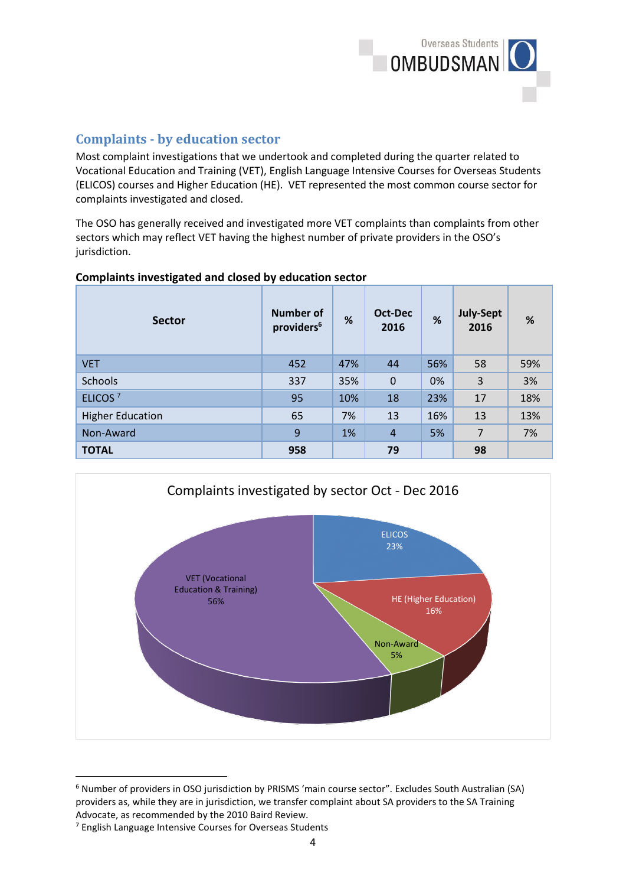## Complaints - by education sector

Most complaint investigations that we undertook and completed during the quarter related to Vocational Education and Training (VET), English Language Intensive Courses for Overseas Students (ELICOS) courses and Higher Education (HE). VET represented the most common course sector for complaints investigated and closed.

The OSO has generally received and investigated more VET complaints than complaints from other sectors which may reflect VET having the highest number of private providers in the OSO's jurisdiction.

**Complaints investigated and closed by education sector**

| Sector | Number of providers[6] | % | Oct-Dec 2016 | % | July-Sept 2016 | % |
|---|---|---|---|---|---|---|
| VET | 452 | 47% | 44 | 56% | 58 | 59% |
| Schools | 337 | 35% | 0 | 0% | 3 | 3% |
| ELICOS [7] | 95 | 10% | 18 | 23% | 17 | 18% |
| Higher Education | 65 | 7% | 13 | 16% | 13 | 13% |
| Non-Award | 9 | 1% | 4 | 5% | 7 | 7% |
| **TOTAL** | **958** | | **79** | | **98** | |

Complaints investigated by sector Oct - Dec 2016

| Sector | % |
|---|---|
| VET (Vocational Education & Training) | 56% |
| ELICOS | 23% |
| HE (Higher Education) | 16% |
| Non-Award | 5% |

[6] Number of providers in OSO jurisdiction by PRISMS 'main course sector". Excludes South Australian (SA) providers as, while they are in jurisdiction, we transfer complaint about SA providers to the SA Training Advocate, as recommended by the 2010 Baird Review.

[7] English Language Intensive Courses for Overseas Students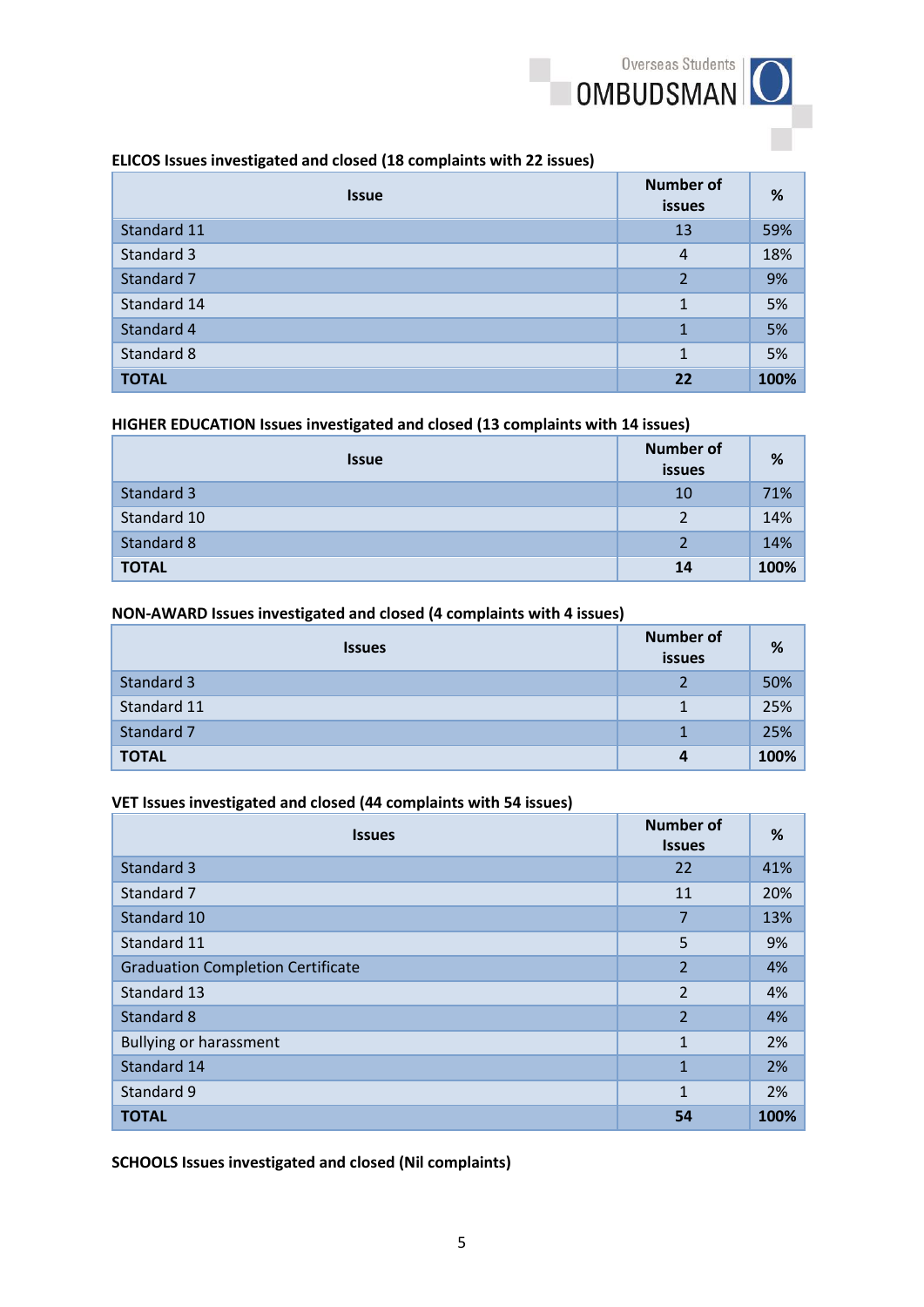**ELICOS Issues investigated and closed (18 complaints with 22 issues)**

| Issue | Number of issues | % |
|---|---|---|
| Standard 11 | 13 | 59% |
| Standard 3 | 4 | 18% |
| Standard 7 | 2 | 9% |
| Standard 14 | 1 | 5% |
| Standard 4 | 1 | 5% |
| Standard 8 | 1 | 5% |
| **TOTAL** | **22** | **100%** |

**HIGHER EDUCATION Issues investigated and closed (13 complaints with 14 issues)**

| Issue | Number of issues | % |
|---|---|---|
| Standard 3 | 10 | 71% |
| Standard 10 | 2 | 14% |
| Standard 8 | 2 | 14% |
| **TOTAL** | **14** | **100%** |

**NON-AWARD Issues investigated and closed (4 complaints with 4 issues)**

| Issues | Number of issues | % |
|---|---|---|
| Standard 3 | 2 | 50% |
| Standard 11 | 1 | 25% |
| Standard 7 | 1 | 25% |
| **TOTAL** | **4** | **100%** |

**VET Issues investigated and closed (44 complaints with 54 issues)**

| Issues | Number of Issues | % |
|---|---|---|
| Standard 3 | 22 | 41% |
| Standard 7 | 11 | 20% |
| Standard 10 | 7 | 13% |
| Standard 11 | 5 | 9% |
| Graduation Completion Certificate | 2 | 4% |
| Standard 13 | 2 | 4% |
| Standard 8 | 2 | 4% |
| Bullying or harassment | 1 | 2% |
| Standard 14 | 1 | 2% |
| Standard 9 | 1 | 2% |
| **TOTAL** | **54** | **100%** |

**SCHOOLS Issues investigated and closed (Nil complaints)**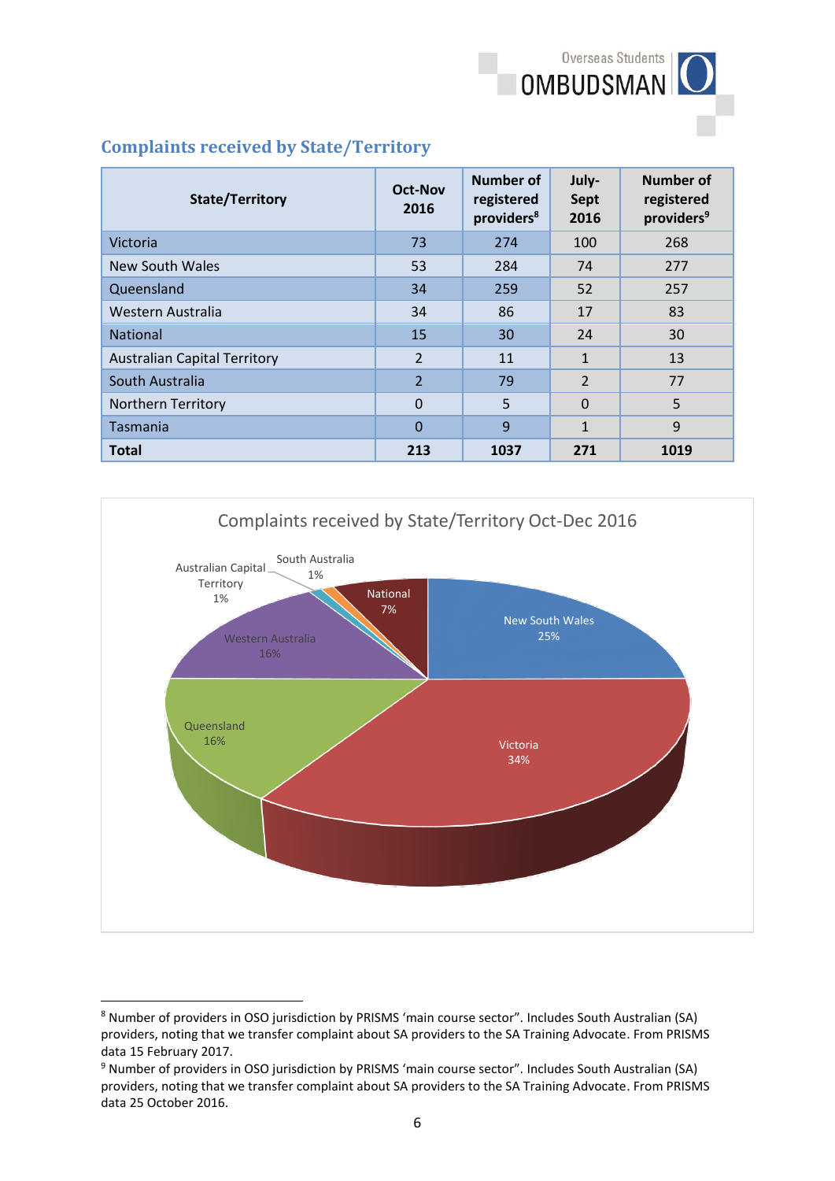## Complaints received by State/Territory

| State/Territory | Oct-Nov 2016 | Number of registered providers[8] | July-Sept 2016 | Number of registered providers[9] |
|---|---|---|---|---|
| Victoria | 73 | 274 | 100 | 268 |
| New South Wales | 53 | 284 | 74 | 277 |
| Queensland | 34 | 259 | 52 | 257 |
| Western Australia | 34 | 86 | 17 | 83 |
| National | 15 | 30 | 24 | 30 |
| Australian Capital Territory | 2 | 11 | 1 | 13 |
| South Australia | 2 | 79 | 2 | 77 |
| Northern Territory | 0 | 5 | 0 | 5 |
| Tasmania | 0 | 9 | 1 | 9 |
| **Total** | **213** | **1037** | **271** | **1019** |

Complaints received by State/Territory Oct-Dec 2016

| State/Territory | Percentage |
|---|---|
| New South Wales | 25% |
| Victoria | 34% |
| Queensland | 16% |
| Western Australia | 16% |
| Australian Capital Territory | 1% |
| South Australia | 1% |
| National | 7% |

[8] Number of providers in OSO jurisdiction by PRISMS 'main course sector". Includes South Australian (SA) providers, noting that we transfer complaint about SA providers to the SA Training Advocate. From PRISMS data 15 February 2017.

[9] Number of providers in OSO jurisdiction by PRISMS 'main course sector". Includes South Australian (SA) providers, noting that we transfer complaint about SA providers to the SA Training Advocate. From PRISMS data 25 October 2016.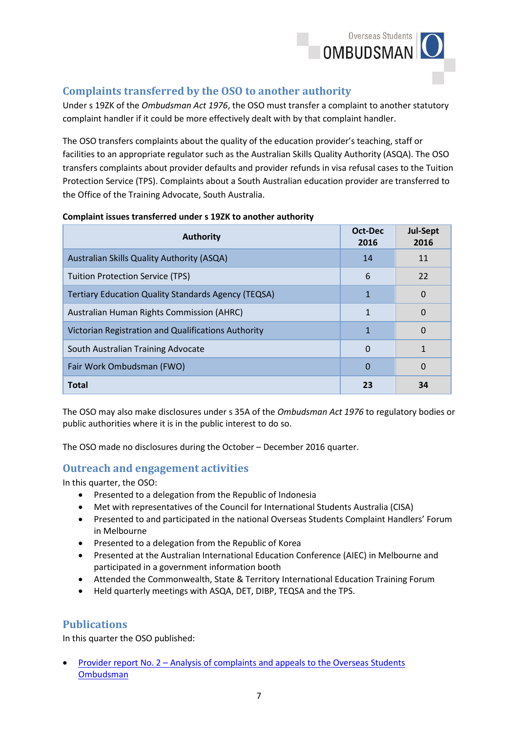## Complaints transferred by the OSO to another authority

Under s 19ZK of the *Ombudsman Act 1976*, the OSO must transfer a complaint to another statutory complaint handler if it could be more effectively dealt with by that complaint handler.

The OSO transfers complaints about the quality of the education provider's teaching, staff or facilities to an appropriate regulator such as the Australian Skills Quality Authority (ASQA). The OSO transfers complaints about provider defaults and provider refunds in visa refusal cases to the Tuition Protection Service (TPS). Complaints about a South Australian education provider are transferred to the Office of the Training Advocate, South Australia.

**Complaint issues transferred under s 19ZK to another authority**

| Authority | Oct-Dec 2016 | Jul-Sept 2016 |
|---|---|---|
| Australian Skills Quality Authority (ASQA) | 14 | 11 |
| Tuition Protection Service (TPS) | 6 | 22 |
| Tertiary Education Quality Standards Agency (TEQSA) | 1 | 0 |
| Australian Human Rights Commission (AHRC) | 1 | 0 |
| Victorian Registration and Qualifications Authority | 1 | 0 |
| South Australian Training Advocate | 0 | 1 |
| Fair Work Ombudsman (FWO) | 0 | 0 |
| **Total** | **23** | **34** |

The OSO may also make disclosures under s 35A of the *Ombudsman Act 1976* to regulatory bodies or public authorities where it is in the public interest to do so.

The OSO made no disclosures during the October – December 2016 quarter.

## Outreach and engagement activities

In this quarter, the OSO:

- Presented to a delegation from the Republic of Indonesia
- Met with representatives of the Council for International Students Australia (CISA)
- Presented to and participated in the national Overseas Students Complaint Handlers' Forum in Melbourne
- Presented to a delegation from the Republic of Korea
- Presented at the Australian International Education Conference (AIEC) in Melbourne and participated in a government information booth
- Attended the Commonwealth, State & Territory International Education Training Forum
- Held quarterly meetings with ASQA, DET, DIBP, TEQSA and the TPS.

## Publications

In this quarter the OSO published:

- Provider report No. 2 – Analysis of complaints and appeals to the Overseas Students Ombudsman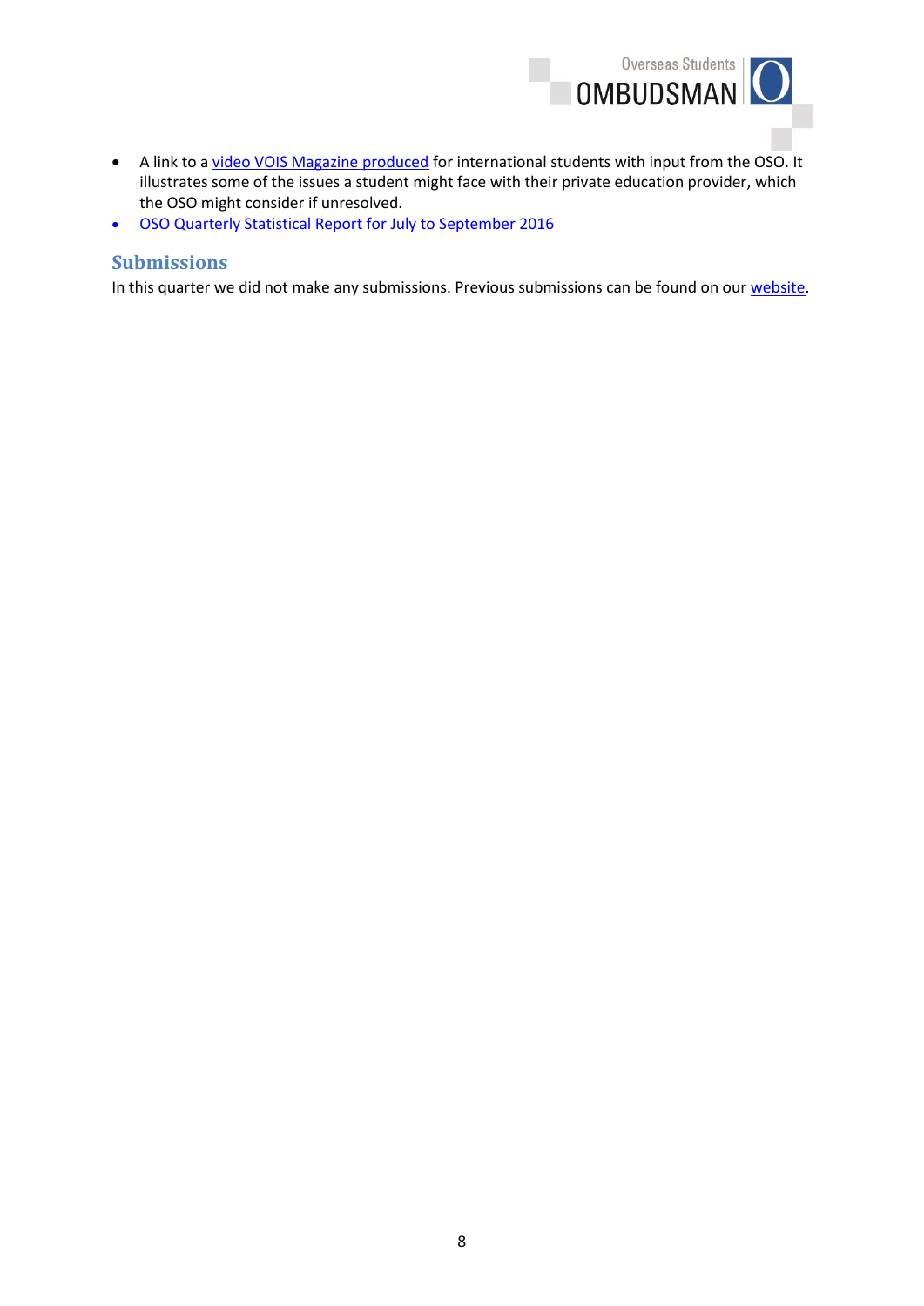- A link to a video VOIS Magazine produced for international students with input from the OSO. It illustrates some of the issues a student might face with their private education provider, which the OSO might consider if unresolved.
- OSO Quarterly Statistical Report for July to September 2016

## Submissions

In this quarter we did not make any submissions. Previous submissions can be found on our website.